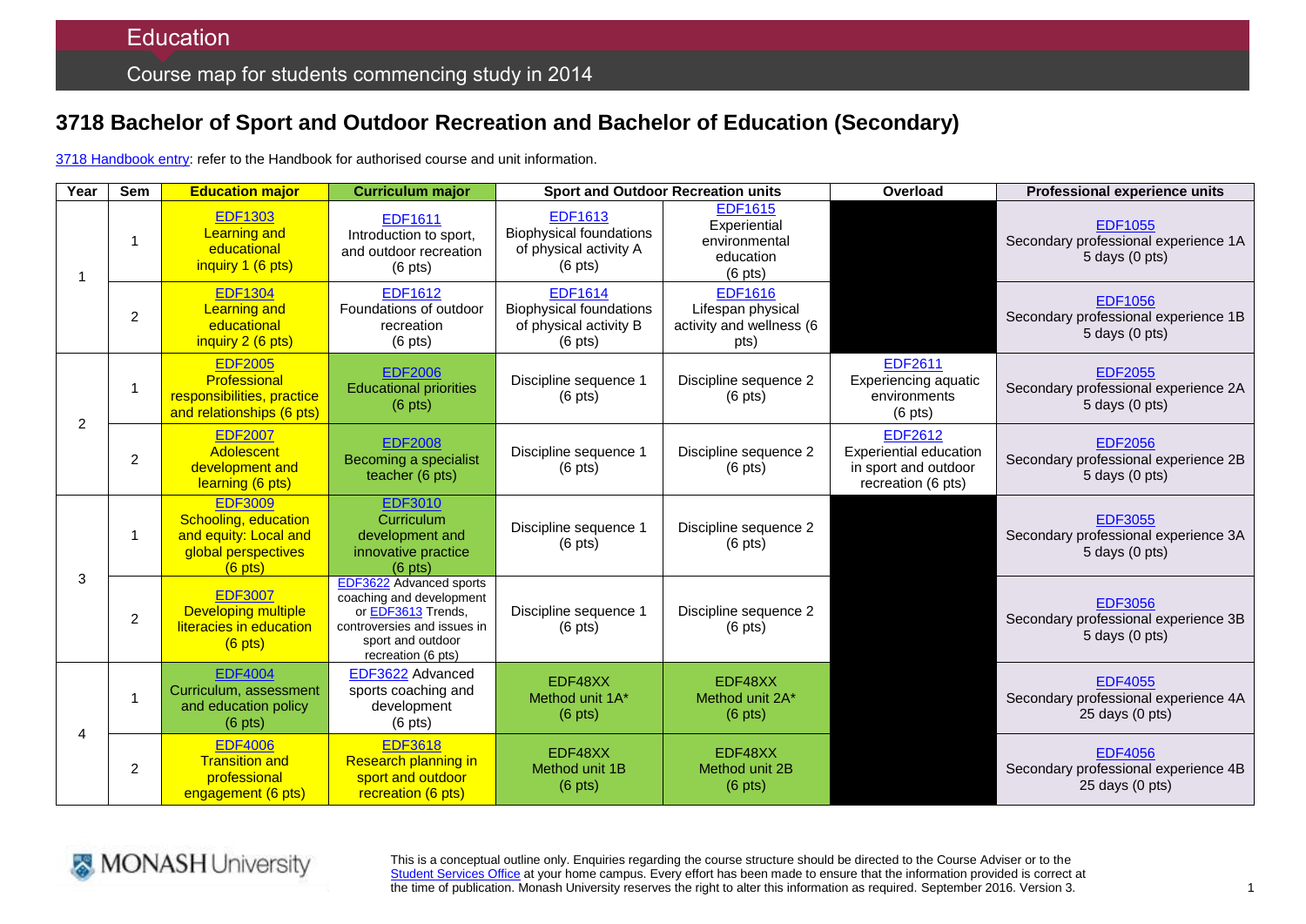# Education

## Course map for students commencing study in 2014

## 3718 Bachelor of Sport and Outdoor Recreation and Bachelor of Education (Secondary)

3718 Handbook entry: refer to the Handbook for authorised course and unit information.

| Year | Sem | Education major | Curriculum major | Sport and Outdoor Recreation units | | Overload | Professional experience units |
|---|---|---|---|---|---|---|---|
| 1 | 1 | EDF1303 Learning and educational inquiry 1 (6 pts) | EDF1611 Introduction to sport, and outdoor recreation (6 pts) | EDF1613 Biophysical foundations of physical activity A (6 pts) | EDF1615 Experiential environmental education (6 pts) | | EDF1055 Secondary professional experience 1A 5 days (0 pts) |
| | 2 | EDF1304 Learning and educational inquiry 2 (6 pts) | EDF1612 Foundations of outdoor recreation (6 pts) | EDF1614 Biophysical foundations of physical activity B (6 pts) | EDF1616 Lifespan physical activity and wellness (6 pts) | | EDF1056 Secondary professional experience 1B 5 days (0 pts) |
| 2 | 1 | EDF2005 Professional responsibilities, practice and relationships (6 pts) | EDF2006 Educational priorities (6 pts) | Discipline sequence 1 (6 pts) | Discipline sequence 2 (6 pts) | EDF2611 Experiencing aquatic environments (6 pts) | EDF2055 Secondary professional experience 2A 5 days (0 pts) |
| | 2 | EDF2007 Adolescent development and learning (6 pts) | EDF2008 Becoming a specialist teacher (6 pts) | Discipline sequence 1 (6 pts) | Discipline sequence 2 (6 pts) | EDF2612 Experiential education in sport and outdoor recreation (6 pts) | EDF2056 Secondary professional experience 2B 5 days (0 pts) |
| 3 | 1 | EDF3009 Schooling, education and equity: Local and global perspectives (6 pts) | EDF3010 Curriculum development and innovative practice (6 pts) | Discipline sequence 1 (6 pts) | Discipline sequence 2 (6 pts) | | EDF3055 Secondary professional experience 3A 5 days (0 pts) |
| | 2 | EDF3007 Developing multiple literacies in education (6 pts) | EDF3622 Advanced sports coaching and development or EDF3613 Trends, controversies and issues in sport and outdoor recreation (6 pts) | Discipline sequence 1 (6 pts) | Discipline sequence 2 (6 pts) | | EDF3056 Secondary professional experience 3B 5 days (0 pts) |
| 4 | 1 | EDF4004 Curriculum, assessment and education policy (6 pts) | EDF3622 Advanced sports coaching and development (6 pts) | EDF48XX Method unit 1A* (6 pts) | EDF48XX Method unit 2A* (6 pts) | | EDF4055 Secondary professional experience 4A 25 days (0 pts) |
| | 2 | EDF4006 Transition and professional engagement (6 pts) | EDF3618 Research planning in sport and outdoor recreation (6 pts) | EDF48XX Method unit 1B (6 pts) | EDF48XX Method unit 2B (6 pts) | | EDF4056 Secondary professional experience 4B 25 days (0 pts) |

This is a conceptual outline only. Enquiries regarding the course structure should be directed to the Course Adviser or to the Student Services Office at your home campus. Every effort has been made to ensure that the information provided is correct at the time of publication. Monash University reserves the right to alter this information as required. September 2016. Version 3.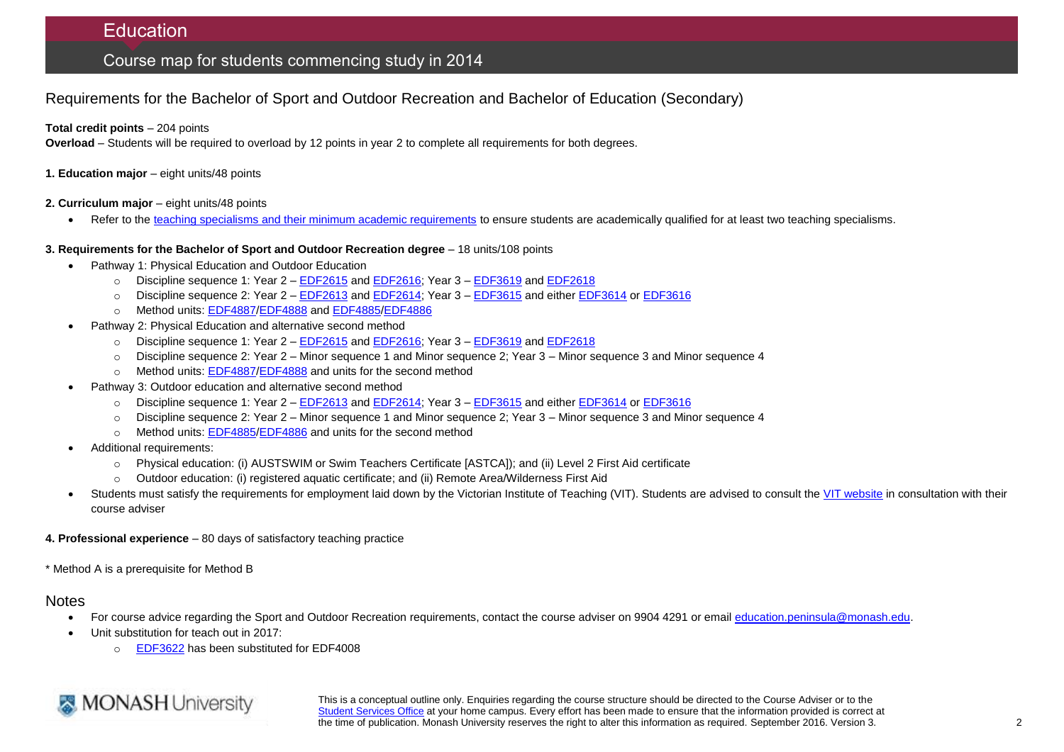# Education

## Course map for students commencing study in 2014

## Requirements for the Bachelor of Sport and Outdoor Recreation and Bachelor of Education (Secondary)

**Total credit points** – 204 points
**Overload** – Students will be required to overload by 12 points in year 2 to complete all requirements for both degrees.

**1. Education major** – eight units/48 points

**2. Curriculum major** – eight units/48 points

- Refer to the teaching specialisms and their minimum academic requirements to ensure students are academically qualified for at least two teaching specialisms.

**3. Requirements for the Bachelor of Sport and Outdoor Recreation degree** – 18 units/108 points

- Pathway 1: Physical Education and Outdoor Education
    - Discipline sequence 1: Year 2 – EDF2615 and EDF2616; Year 3 – EDF3619 and EDF2618
    - Discipline sequence 2: Year 2 – EDF2613 and EDF2614; Year 3 – EDF3615 and either EDF3614 or EDF3616
    - Method units: EDF4887/EDF4888 and EDF4885/EDF4886
- Pathway 2: Physical Education and alternative second method
    - Discipline sequence 1: Year 2 – EDF2615 and EDF2616; Year 3 – EDF3619 and EDF2618
    - Discipline sequence 2: Year 2 – Minor sequence 1 and Minor sequence 2; Year 3 – Minor sequence 3 and Minor sequence 4
    - Method units: EDF4887/EDF4888 and units for the second method
- Pathway 3: Outdoor education and alternative second method
    - Discipline sequence 1: Year 2 – EDF2613 and EDF2614; Year 3 – EDF3615 and either EDF3614 or EDF3616
    - Discipline sequence 2: Year 2 – Minor sequence 1 and Minor sequence 2; Year 3 – Minor sequence 3 and Minor sequence 4
    - Method units: EDF4885/EDF4886 and units for the second method
- Additional requirements:
    - Physical education: (i) AUSTSWIM or Swim Teachers Certificate [ASTCA]); and (ii) Level 2 First Aid certificate
    - Outdoor education: (i) registered aquatic certificate; and (ii) Remote Area/Wilderness First Aid
- Students must satisfy the requirements for employment laid down by the Victorian Institute of Teaching (VIT). Students are advised to consult the VIT website in consultation with their course adviser

**4. Professional experience** – 80 days of satisfactory teaching practice

* Method A is a prerequisite for Method B

## Notes

- For course advice regarding the Sport and Outdoor Recreation requirements, contact the course adviser on 9904 4291 or email education.peninsula@monash.edu.
- Unit substitution for teach out in 2017:
    - EDF3622 has been substituted for EDF4008

This is a conceptual outline only. Enquiries regarding the course structure should be directed to the Course Adviser or to the Student Services Office at your home campus. Every effort has been made to ensure that the information provided is correct at the time of publication. Monash University reserves the right to alter this information as required. September 2016. Version 3.